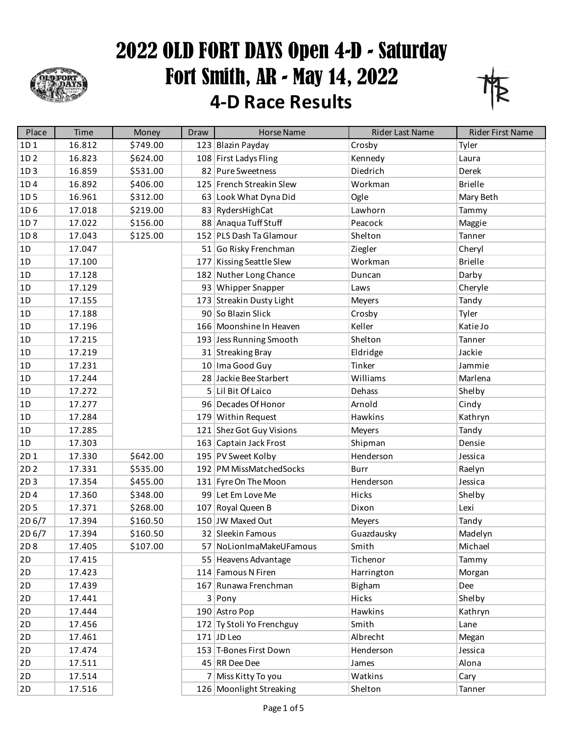# 2022 OLD FORT DAYS Open 4-D - Saturday
# Fort Smith, AR - May 14, 2022
## 4-D Race Results

| Place | Time | Money | Draw | Horse Name | Rider Last Name | Rider First Name |
|---|---|---|---|---|---|---|
| 1D 1 | 16.812 | $749.00 | 123 | Blazin Payday | Crosby | Tyler |
| 1D 2 | 16.823 | $624.00 | 108 | First Ladys Fling | Kennedy | Laura |
| 1D 3 | 16.859 | $531.00 | 82 | Pure Sweetness | Diedrich | Derek |
| 1D 4 | 16.892 | $406.00 | 125 | French Streakin Slew | Workman | Brielle |
| 1D 5 | 16.961 | $312.00 | 63 | Look What Dyna Did | Ogle | Mary Beth |
| 1D 6 | 17.018 | $219.00 | 83 | RydersHighCat | Lawhorn | Tammy |
| 1D 7 | 17.022 | $156.00 | 88 | Anaqua Tuff Stuff | Peacock | Maggie |
| 1D 8 | 17.043 | $125.00 | 152 | PLS Dash Ta Glamour | Shelton | Tanner |
| 1D | 17.047 | | 51 | Go Risky Frenchman | Ziegler | Cheryl |
| 1D | 17.100 | | 177 | Kissing Seattle Slew | Workman | Brielle |
| 1D | 17.128 | | 182 | Nuther Long Chance | Duncan | Darby |
| 1D | 17.129 | | 93 | Whipper Snapper | Laws | Cheryle |
| 1D | 17.155 | | 173 | Streakin Dusty Light | Meyers | Tandy |
| 1D | 17.188 | | 90 | So Blazin Slick | Crosby | Tyler |
| 1D | 17.196 | | 166 | Moonshine In Heaven | Keller | Katie Jo |
| 1D | 17.215 | | 193 | Jess Running Smooth | Shelton | Tanner |
| 1D | 17.219 | | 31 | Streaking Bray | Eldridge | Jackie |
| 1D | 17.231 | | 10 | Ima Good Guy | Tinker | Jammie |
| 1D | 17.244 | | 28 | Jackie Bee Starbert | Williams | Marlena |
| 1D | 17.272 | | 5 | Lil Bit Of Laico | Dehass | Shelby |
| 1D | 17.277 | | 96 | Decades Of Honor | Arnold | Cindy |
| 1D | 17.284 | | 179 | Within Request | Hawkins | Kathryn |
| 1D | 17.285 | | 121 | Shez Got Guy Visions | Meyers | Tandy |
| 1D | 17.303 | | 163 | Captain Jack Frost | Shipman | Densie |
| 2D 1 | 17.330 | $642.00 | 195 | PV Sweet Kolby | Henderson | Jessica |
| 2D 2 | 17.331 | $535.00 | 192 | PM MissMatchedSocks | Burr | Raelyn |
| 2D 3 | 17.354 | $455.00 | 131 | Fyre On The Moon | Henderson | Jessica |
| 2D 4 | 17.360 | $348.00 | 99 | Let Em Love Me | Hicks | Shelby |
| 2D 5 | 17.371 | $268.00 | 107 | Royal Queen B | Dixon | Lexi |
| 2D 6/7 | 17.394 | $160.50 | 150 | JW Maxed Out | Meyers | Tandy |
| 2D 6/7 | 17.394 | $160.50 | 32 | Sleekin Famous | Guazdausky | Madelyn |
| 2D 8 | 17.405 | $107.00 | 57 | NoLionImaMakeUFamous | Smith | Michael |
| 2D | 17.415 | | 55 | Heavens Advantage | Tichenor | Tammy |
| 2D | 17.423 | | 114 | Famous N Firen | Harrington | Morgan |
| 2D | 17.439 | | 167 | Runawa Frenchman | Bigham | Dee |
| 2D | 17.441 | | 3 | Pony | Hicks | Shelby |
| 2D | 17.444 | | 190 | Astro Pop | Hawkins | Kathryn |
| 2D | 17.456 | | 172 | Ty Stoli Yo Frenchguy | Smith | Lane |
| 2D | 17.461 | | 171 | JD Leo | Albrecht | Megan |
| 2D | 17.474 | | 153 | T-Bones First Down | Henderson | Jessica |
| 2D | 17.511 | | 45 | RR Dee Dee | James | Alona |
| 2D | 17.514 | | 7 | Miss Kitty To you | Watkins | Cary |
| 2D | 17.516 | | 126 | Moonlight Streaking | Shelton | Tanner |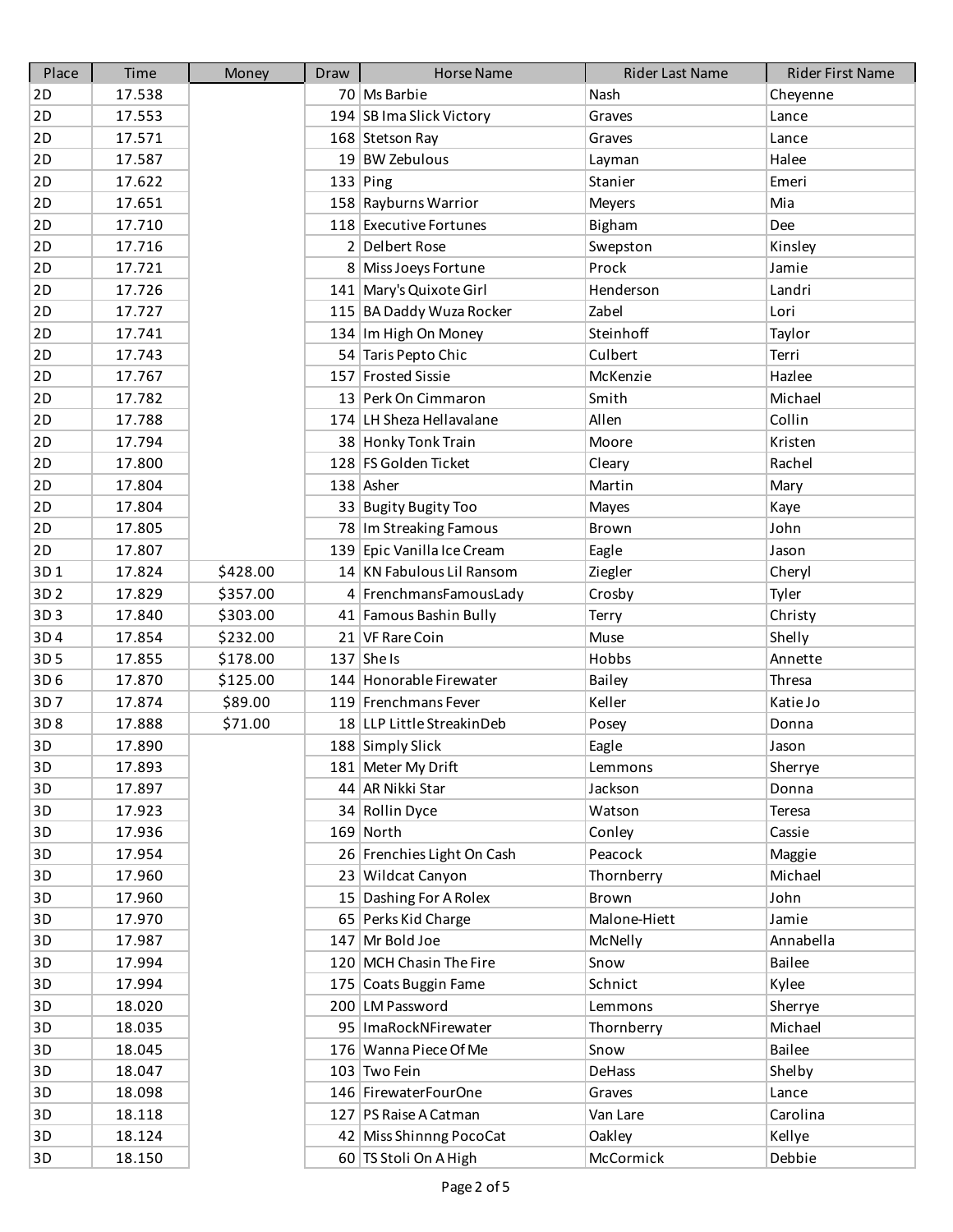| Place | Time | Money | Draw | Horse Name | Rider Last Name | Rider First Name |
|---|---|---|---|---|---|---|
| 2D | 17.538 | | 70 | Ms Barbie | Nash | Cheyenne |
| 2D | 17.553 | | 194 | SB Ima Slick Victory | Graves | Lance |
| 2D | 17.571 | | 168 | Stetson Ray | Graves | Lance |
| 2D | 17.587 | | 19 | BW Zebulous | Layman | Halee |
| 2D | 17.622 | | 133 | Ping | Stanier | Emeri |
| 2D | 17.651 | | 158 | Rayburns Warrior | Meyers | Mia |
| 2D | 17.710 | | 118 | Executive Fortunes | Bigham | Dee |
| 2D | 17.716 | | 2 | Delbert Rose | Swepston | Kinsley |
| 2D | 17.721 | | 8 | Miss Joeys Fortune | Prock | Jamie |
| 2D | 17.726 | | 141 | Mary's Quixote Girl | Henderson | Landri |
| 2D | 17.727 | | 115 | BA Daddy Wuza Rocker | Zabel | Lori |
| 2D | 17.741 | | 134 | Im High On Money | Steinhoff | Taylor |
| 2D | 17.743 | | 54 | Taris Pepto Chic | Culbert | Terri |
| 2D | 17.767 | | 157 | Frosted Sissie | McKenzie | Hazlee |
| 2D | 17.782 | | 13 | Perk On Cimmaron | Smith | Michael |
| 2D | 17.788 | | 174 | LH Sheza Hellavalane | Allen | Collin |
| 2D | 17.794 | | 38 | Honky Tonk Train | Moore | Kristen |
| 2D | 17.800 | | 128 | FS Golden Ticket | Cleary | Rachel |
| 2D | 17.804 | | 138 | Asher | Martin | Mary |
| 2D | 17.804 | | 33 | Bugity Bugity Too | Mayes | Kaye |
| 2D | 17.805 | | 78 | Im Streaking Famous | Brown | John |
| 2D | 17.807 | | 139 | Epic Vanilla Ice Cream | Eagle | Jason |
| 3D 1 | 17.824 | $428.00 | 14 | KN Fabulous Lil Ransom | Ziegler | Cheryl |
| 3D 2 | 17.829 | $357.00 | 4 | FrenchmansFamousLady | Crosby | Tyler |
| 3D 3 | 17.840 | $303.00 | 41 | Famous Bashin Bully | Terry | Christy |
| 3D 4 | 17.854 | $232.00 | 21 | VF Rare Coin | Muse | Shelly |
| 3D 5 | 17.855 | $178.00 | 137 | She Is | Hobbs | Annette |
| 3D 6 | 17.870 | $125.00 | 144 | Honorable Firewater | Bailey | Thresa |
| 3D 7 | 17.874 | $89.00 | 119 | Frenchmans Fever | Keller | Katie Jo |
| 3D 8 | 17.888 | $71.00 | 18 | LLP Little StreakinDeb | Posey | Donna |
| 3D | 17.890 | | 188 | Simply Slick | Eagle | Jason |
| 3D | 17.893 | | 181 | Meter My Drift | Lemmons | Sherrye |
| 3D | 17.897 | | 44 | AR Nikki Star | Jackson | Donna |
| 3D | 17.923 | | 34 | Rollin Dyce | Watson | Teresa |
| 3D | 17.936 | | 169 | North | Conley | Cassie |
| 3D | 17.954 | | 26 | Frenchies Light On Cash | Peacock | Maggie |
| 3D | 17.960 | | 23 | Wildcat Canyon | Thornberry | Michael |
| 3D | 17.960 | | 15 | Dashing For A Rolex | Brown | John |
| 3D | 17.970 | | 65 | Perks Kid Charge | Malone-Hiett | Jamie |
| 3D | 17.987 | | 147 | Mr Bold Joe | McNelly | Annabella |
| 3D | 17.994 | | 120 | MCH Chasin The Fire | Snow | Bailee |
| 3D | 17.994 | | 175 | Coats Buggin Fame | Schnict | Kylee |
| 3D | 18.020 | | 200 | LM Password | Lemmons | Sherrye |
| 3D | 18.035 | | 95 | ImaRockNFirewater | Thornberry | Michael |
| 3D | 18.045 | | 176 | Wanna Piece Of Me | Snow | Bailee |
| 3D | 18.047 | | 103 | Two Fein | DeHass | Shelby |
| 3D | 18.098 | | 146 | FirewaterFourOne | Graves | Lance |
| 3D | 18.118 | | 127 | PS Raise A Catman | Van Lare | Carolina |
| 3D | 18.124 | | 42 | Miss Shinnng PocoCat | Oakley | Kellye |
| 3D | 18.150 | | 60 | TS Stoli On A High | McCormick | Debbie |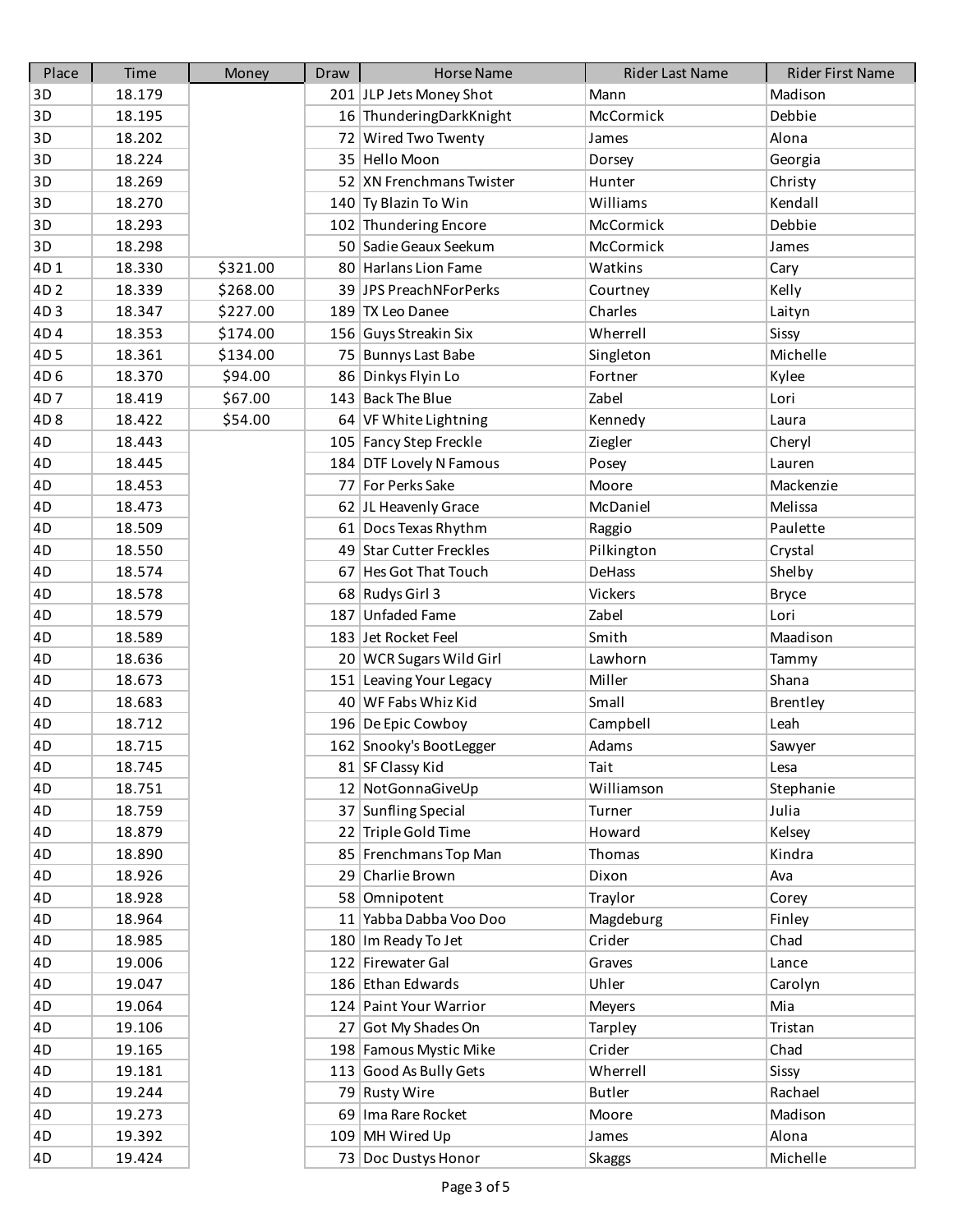| Place | Time | Money | Draw | Horse Name | Rider Last Name | Rider First Name |
|---|---|---|---|---|---|---|
| 3D | 18.179 | | 201 | JLP Jets Money Shot | Mann | Madison |
| 3D | 18.195 | | 16 | ThunderingDarkKnight | McCormick | Debbie |
| 3D | 18.202 | | 72 | Wired Two Twenty | James | Alona |
| 3D | 18.224 | | 35 | Hello Moon | Dorsey | Georgia |
| 3D | 18.269 | | 52 | XN Frenchmans Twister | Hunter | Christy |
| 3D | 18.270 | | 140 | Ty Blazin To Win | Williams | Kendall |
| 3D | 18.293 | | 102 | Thundering Encore | McCormick | Debbie |
| 3D | 18.298 | | 50 | Sadie Geaux Seekum | McCormick | James |
| 4D 1 | 18.330 | $321.00 | 80 | Harlans Lion Fame | Watkins | Cary |
| 4D 2 | 18.339 | $268.00 | 39 | JPS PreachNForPerks | Courtney | Kelly |
| 4D 3 | 18.347 | $227.00 | 189 | TX Leo Danee | Charles | Laityn |
| 4D 4 | 18.353 | $174.00 | 156 | Guys Streakin Six | Wherrell | Sissy |
| 4D 5 | 18.361 | $134.00 | 75 | Bunnys Last Babe | Singleton | Michelle |
| 4D 6 | 18.370 | $94.00 | 86 | Dinkys Flyin Lo | Fortner | Kylee |
| 4D 7 | 18.419 | $67.00 | 143 | Back The Blue | Zabel | Lori |
| 4D 8 | 18.422 | $54.00 | 64 | VF White Lightning | Kennedy | Laura |
| 4D | 18.443 | | 105 | Fancy Step Freckle | Ziegler | Cheryl |
| 4D | 18.445 | | 184 | DTF Lovely N Famous | Posey | Lauren |
| 4D | 18.453 | | 77 | For Perks Sake | Moore | Mackenzie |
| 4D | 18.473 | | 62 | JL Heavenly Grace | McDaniel | Melissa |
| 4D | 18.509 | | 61 | Docs Texas Rhythm | Raggio | Paulette |
| 4D | 18.550 | | 49 | Star Cutter Freckles | Pilkington | Crystal |
| 4D | 18.574 | | 67 | Hes Got That Touch | DeHass | Shelby |
| 4D | 18.578 | | 68 | Rudys Girl 3 | Vickers | Bryce |
| 4D | 18.579 | | 187 | Unfaded Fame | Zabel | Lori |
| 4D | 18.589 | | 183 | Jet Rocket Feel | Smith | Maadison |
| 4D | 18.636 | | 20 | WCR Sugars Wild Girl | Lawhorn | Tammy |
| 4D | 18.673 | | 151 | Leaving Your Legacy | Miller | Shana |
| 4D | 18.683 | | 40 | WF Fabs Whiz Kid | Small | Brentley |
| 4D | 18.712 | | 196 | De Epic Cowboy | Campbell | Leah |
| 4D | 18.715 | | 162 | Snooky's BootLegger | Adams | Sawyer |
| 4D | 18.745 | | 81 | SF Classy Kid | Tait | Lesa |
| 4D | 18.751 | | 12 | NotGonnaGiveUp | Williamson | Stephanie |
| 4D | 18.759 | | 37 | Sunfling Special | Turner | Julia |
| 4D | 18.879 | | 22 | Triple Gold Time | Howard | Kelsey |
| 4D | 18.890 | | 85 | Frenchmans Top Man | Thomas | Kindra |
| 4D | 18.926 | | 29 | Charlie Brown | Dixon | Ava |
| 4D | 18.928 | | 58 | Omnipotent | Traylor | Corey |
| 4D | 18.964 | | 11 | Yabba Dabba Voo Doo | Magdeburg | Finley |
| 4D | 18.985 | | 180 | Im Ready To Jet | Crider | Chad |
| 4D | 19.006 | | 122 | Firewater Gal | Graves | Lance |
| 4D | 19.047 | | 186 | Ethan Edwards | Uhler | Carolyn |
| 4D | 19.064 | | 124 | Paint Your Warrior | Meyers | Mia |
| 4D | 19.106 | | 27 | Got My Shades On | Tarpley | Tristan |
| 4D | 19.165 | | 198 | Famous Mystic Mike | Crider | Chad |
| 4D | 19.181 | | 113 | Good As Bully Gets | Wherrell | Sissy |
| 4D | 19.244 | | 79 | Rusty Wire | Butler | Rachael |
| 4D | 19.273 | | 69 | Ima Rare Rocket | Moore | Madison |
| 4D | 19.392 | | 109 | MH Wired Up | James | Alona |
| 4D | 19.424 | | 73 | Doc Dustys Honor | Skaggs | Michelle |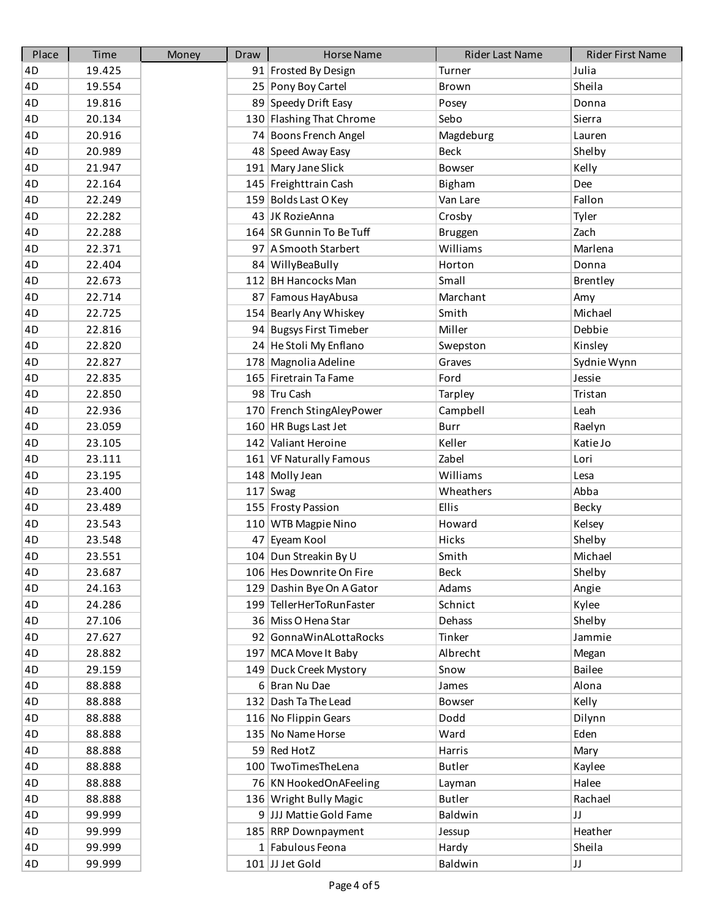| Place | Time | Money | Draw | Horse Name | Rider Last Name | Rider First Name |
|---|---|---|---|---|---|---|
| 4D | 19.425 | | 91 | Frosted By Design | Turner | Julia |
| 4D | 19.554 | | 25 | Pony Boy Cartel | Brown | Sheila |
| 4D | 19.816 | | 89 | Speedy Drift Easy | Posey | Donna |
| 4D | 20.134 | | 130 | Flashing That Chrome | Sebo | Sierra |
| 4D | 20.916 | | 74 | Boons French Angel | Magdeburg | Lauren |
| 4D | 20.989 | | 48 | Speed Away Easy | Beck | Shelby |
| 4D | 21.947 | | 191 | Mary Jane Slick | Bowser | Kelly |
| 4D | 22.164 | | 145 | Freighttrain Cash | Bigham | Dee |
| 4D | 22.249 | | 159 | Bolds Last O Key | Van Lare | Fallon |
| 4D | 22.282 | | 43 | JK RozieAnna | Crosby | Tyler |
| 4D | 22.288 | | 164 | SR Gunnin To Be Tuff | Bruggen | Zach |
| 4D | 22.371 | | 97 | A Smooth Starbert | Williams | Marlena |
| 4D | 22.404 | | 84 | WillyBeaBully | Horton | Donna |
| 4D | 22.673 | | 112 | BH Hancocks Man | Small | Brentley |
| 4D | 22.714 | | 87 | Famous HayAbusa | Marchant | Amy |
| 4D | 22.725 | | 154 | Bearly Any Whiskey | Smith | Michael |
| 4D | 22.816 | | 94 | Bugsys First Timeber | Miller | Debbie |
| 4D | 22.820 | | 24 | He Stoli My Enflano | Swepston | Kinsley |
| 4D | 22.827 | | 178 | Magnolia Adeline | Graves | Sydnie Wynn |
| 4D | 22.835 | | 165 | Firetrain Ta Fame | Ford | Jessie |
| 4D | 22.850 | | 98 | Tru Cash | Tarpley | Tristan |
| 4D | 22.936 | | 170 | French StingAleyPower | Campbell | Leah |
| 4D | 23.059 | | 160 | HR Bugs Last Jet | Burr | Raelyn |
| 4D | 23.105 | | 142 | Valiant Heroine | Keller | Katie Jo |
| 4D | 23.111 | | 161 | VF Naturally Famous | Zabel | Lori |
| 4D | 23.195 | | 148 | Molly Jean | Williams | Lesa |
| 4D | 23.400 | | 117 | Swag | Wheathers | Abba |
| 4D | 23.489 | | 155 | Frosty Passion | Ellis | Becky |
| 4D | 23.543 | | 110 | WTB Magpie Nino | Howard | Kelsey |
| 4D | 23.548 | | 47 | Eyeam Kool | Hicks | Shelby |
| 4D | 23.551 | | 104 | Dun Streakin By U | Smith | Michael |
| 4D | 23.687 | | 106 | Hes Downrite On Fire | Beck | Shelby |
| 4D | 24.163 | | 129 | Dashin Bye On A Gator | Adams | Angie |
| 4D | 24.286 | | 199 | TellerHerToRunFaster | Schnict | Kylee |
| 4D | 27.106 | | 36 | Miss O Hena Star | Dehass | Shelby |
| 4D | 27.627 | | 92 | GonnaWinALottaRocks | Tinker | Jammie |
| 4D | 28.882 | | 197 | MCA Move It Baby | Albrecht | Megan |
| 4D | 29.159 | | 149 | Duck Creek Mystory | Snow | Bailee |
| 4D | 88.888 | | 6 | Bran Nu Dae | James | Alona |
| 4D | 88.888 | | 132 | Dash Ta The Lead | Bowser | Kelly |
| 4D | 88.888 | | 116 | No Flippin Gears | Dodd | Dilynn |
| 4D | 88.888 | | 135 | No Name Horse | Ward | Eden |
| 4D | 88.888 | | 59 | Red HotZ | Harris | Mary |
| 4D | 88.888 | | 100 | TwoTimesTheLena | Butler | Kaylee |
| 4D | 88.888 | | 76 | KN HookedOnAFeeling | Layman | Halee |
| 4D | 88.888 | | 136 | Wright Bully Magic | Butler | Rachael |
| 4D | 99.999 | | 9 | JJJ Mattie Gold Fame | Baldwin | JJ |
| 4D | 99.999 | | 185 | RRP Downpayment | Jessup | Heather |
| 4D | 99.999 | | 1 | Fabulous Feona | Hardy | Sheila |
| 4D | 99.999 | | 101 | JJ Jet Gold | Baldwin | JJ |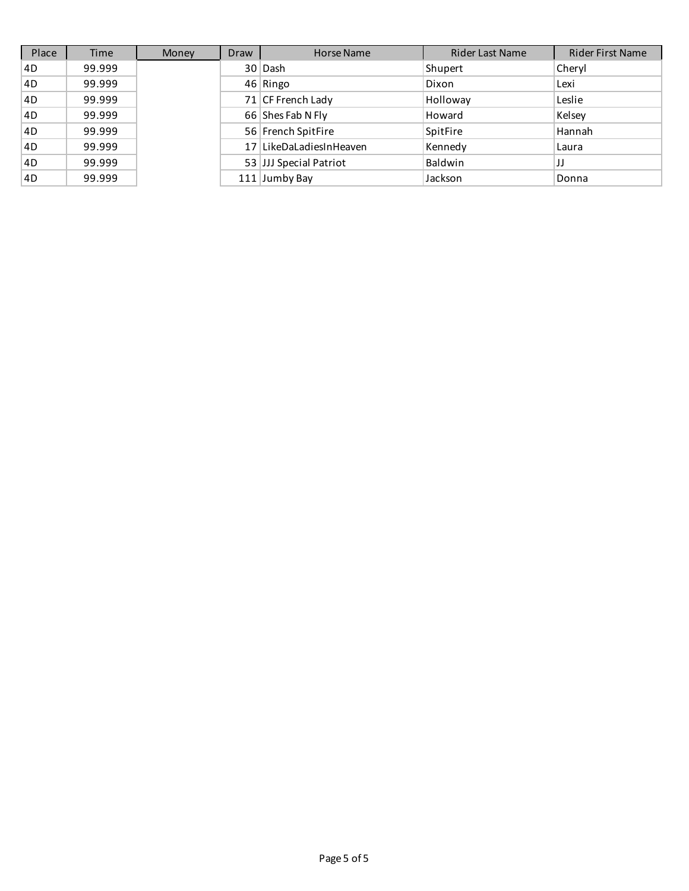| Place | Time | Money | Draw | Horse Name | Rider Last Name | Rider First Name |
|---|---|---|---|---|---|---|
| 4D | 99.999 | | 30 | Dash | Shupert | Cheryl |
| 4D | 99.999 | | 46 | Ringo | Dixon | Lexi |
| 4D | 99.999 | | 71 | CF French Lady | Holloway | Leslie |
| 4D | 99.999 | | 66 | Shes Fab N Fly | Howard | Kelsey |
| 4D | 99.999 | | 56 | French SpitFire | SpitFire | Hannah |
| 4D | 99.999 | | 17 | LikeDaLadiesInHeaven | Kennedy | Laura |
| 4D | 99.999 | | 53 | JJJ Special Patriot | Baldwin | JJ |
| 4D | 99.999 | | 111 | Jumby Bay | Jackson | Donna |